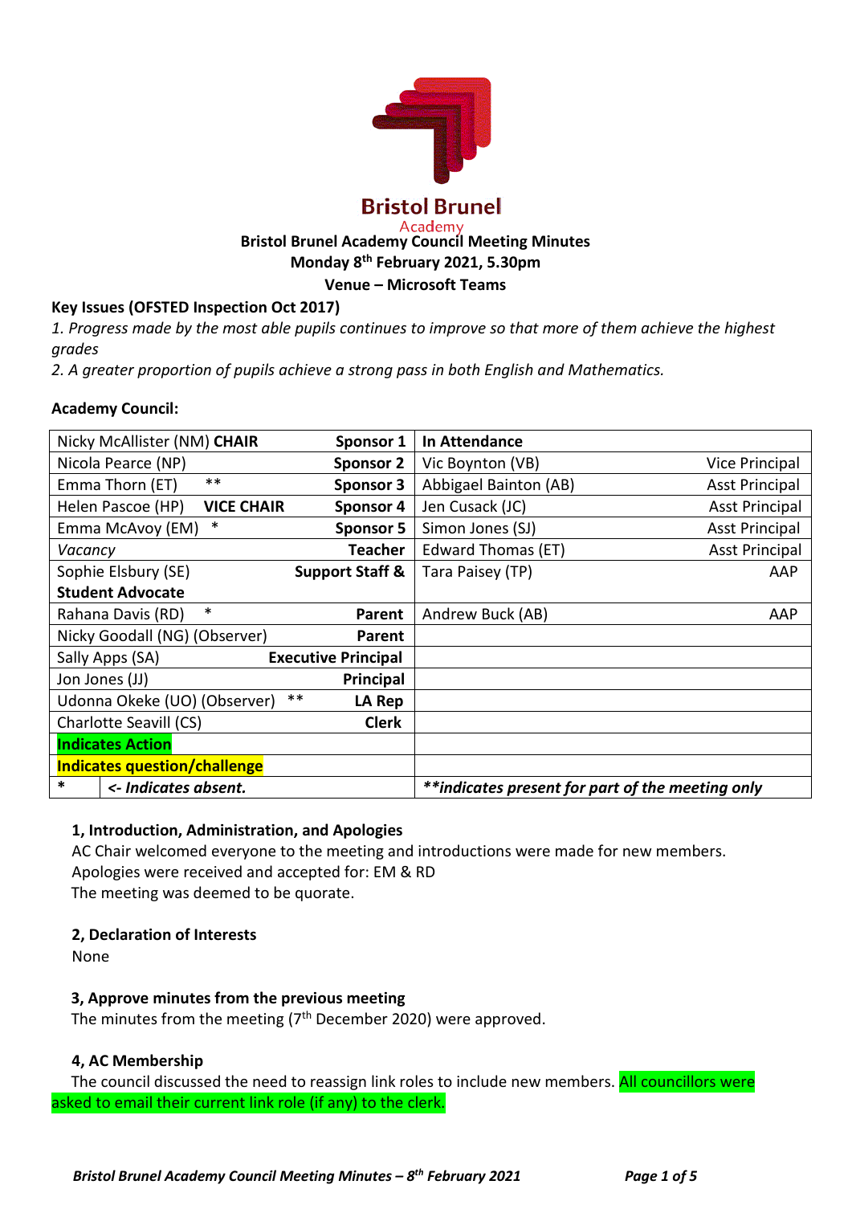# Bristol Brunel Academy Council Meeting Minutes

**Monday 8th February 2021, 5.30pm**

**Venue – Microsoft Teams**

**Key Issues (OFSTED Inspection Oct 2017)**

*1. Progress made by the most able pupils continues to improve so that more of them achieve the highest grades*

*2. A greater proportion of pupils achieve a strong pass in both English and Mathematics.*

**Academy Council:**

| Academy Council | | In Attendance | |
|---|---|---|---|
| Nicky McAllister (NM) **CHAIR** | **Sponsor 1** | **In Attendance** | |
| Nicola Pearce (NP) | **Sponsor 2** | Vic Boynton (VB) | Vice Principal |
| Emma Thorn (ET) ** | **Sponsor 3** | Abbigael Bainton (AB) | Asst Principal |
| Helen Pascoe (HP) **VICE CHAIR** | **Sponsor 4** | Jen Cusack (JC) | Asst Principal |
| Emma McAvoy (EM) * | **Sponsor 5** | Simon Jones (SJ) | Asst Principal |
| *Vacancy* | **Teacher** | Edward Thomas (ET) | Asst Principal |
| Sophie Elsbury (SE) | **Support Staff & Student Advocate** | Tara Paisey (TP) | AAP |
| Rahana Davis (RD) * | **Parent** | Andrew Buck (AB) | AAP |
| Nicky Goodall (NG) (Observer) | **Parent** | | |
| Sally Apps (SA) | **Executive Principal** | | |
| Jon Jones (JJ) | **Principal** | | |
| Udonna Okeke (UO) (Observer) ** | **LA Rep** | | |
| Charlotte Seavill (CS) | **Clerk** | | |
| **Indicates Action** | | | |
| **Indicates question/challenge** | | | |
| * | ***<- Indicates absent.*** | ***\*\*indicates present for part of the meeting only*** | |

### 1, Introduction, Administration, and Apologies

AC Chair welcomed everyone to the meeting and introductions were made for new members.
Apologies were received and accepted for: EM & RD
The meeting was deemed to be quorate.

### 2, Declaration of Interests

None

### 3, Approve minutes from the previous meeting

The minutes from the meeting (7th December 2020) were approved.

### 4, AC Membership

The council discussed the need to reassign link roles to include new members. All councillors were asked to email their current link role (if any) to the clerk.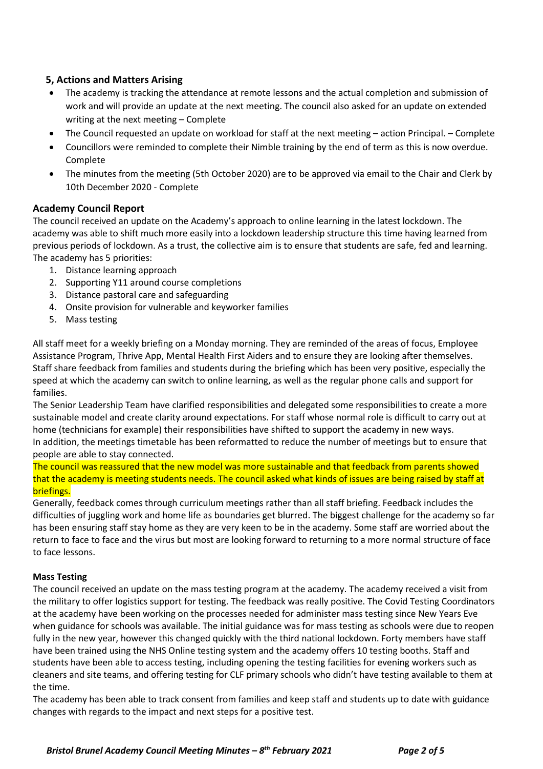## 5, Actions and Matters Arising

- The academy is tracking the attendance at remote lessons and the actual completion and submission of work and will provide an update at the next meeting. The council also asked for an update on extended writing at the next meeting – Complete
- The Council requested an update on workload for staff at the next meeting – action Principal. – Complete
- Councillors were reminded to complete their Nimble training by the end of term as this is now overdue. Complete
- The minutes from the meeting (5th October 2020) are to be approved via email to the Chair and Clerk by 10th December 2020 - Complete

## Academy Council Report

The council received an update on the Academy's approach to online learning in the latest lockdown. The academy was able to shift much more easily into a lockdown leadership structure this time having learned from previous periods of lockdown. As a trust, the collective aim is to ensure that students are safe, fed and learning. The academy has 5 priorities:

1. Distance learning approach
2. Supporting Y11 around course completions
3. Distance pastoral care and safeguarding
4. Onsite provision for vulnerable and keyworker families
5. Mass testing

All staff meet for a weekly briefing on a Monday morning. They are reminded of the areas of focus, Employee Assistance Program, Thrive App, Mental Health First Aiders and to ensure they are looking after themselves. Staff share feedback from families and students during the briefing which has been very positive, especially the speed at which the academy can switch to online learning, as well as the regular phone calls and support for families.

The Senior Leadership Team have clarified responsibilities and delegated some responsibilities to create a more sustainable model and create clarity around expectations. For staff whose normal role is difficult to carry out at home (technicians for example) their responsibilities have shifted to support the academy in new ways.

In addition, the meetings timetable has been reformatted to reduce the number of meetings but to ensure that people are able to stay connected.

The council was reassured that the new model was more sustainable and that feedback from parents showed that the academy is meeting students needs. The council asked what kinds of issues are being raised by staff at briefings.

Generally, feedback comes through curriculum meetings rather than all staff briefing. Feedback includes the difficulties of juggling work and home life as boundaries get blurred. The biggest challenge for the academy so far has been ensuring staff stay home as they are very keen to be in the academy. Some staff are worried about the return to face to face and the virus but most are looking forward to returning to a more normal structure of face to face lessons.

### Mass Testing

The council received an update on the mass testing program at the academy. The academy received a visit from the military to offer logistics support for testing. The feedback was really positive. The Covid Testing Coordinators at the academy have been working on the processes needed for administer mass testing since New Years Eve when guidance for schools was available. The initial guidance was for mass testing as schools were due to reopen fully in the new year, however this changed quickly with the third national lockdown. Forty members have staff have been trained using the NHS Online testing system and the academy offers 10 testing booths. Staff and students have been able to access testing, including opening the testing facilities for evening workers such as cleaners and site teams, and offering testing for CLF primary schools who didn't have testing available to them at the time.

The academy has been able to track consent from families and keep staff and students up to date with guidance changes with regards to the impact and next steps for a positive test.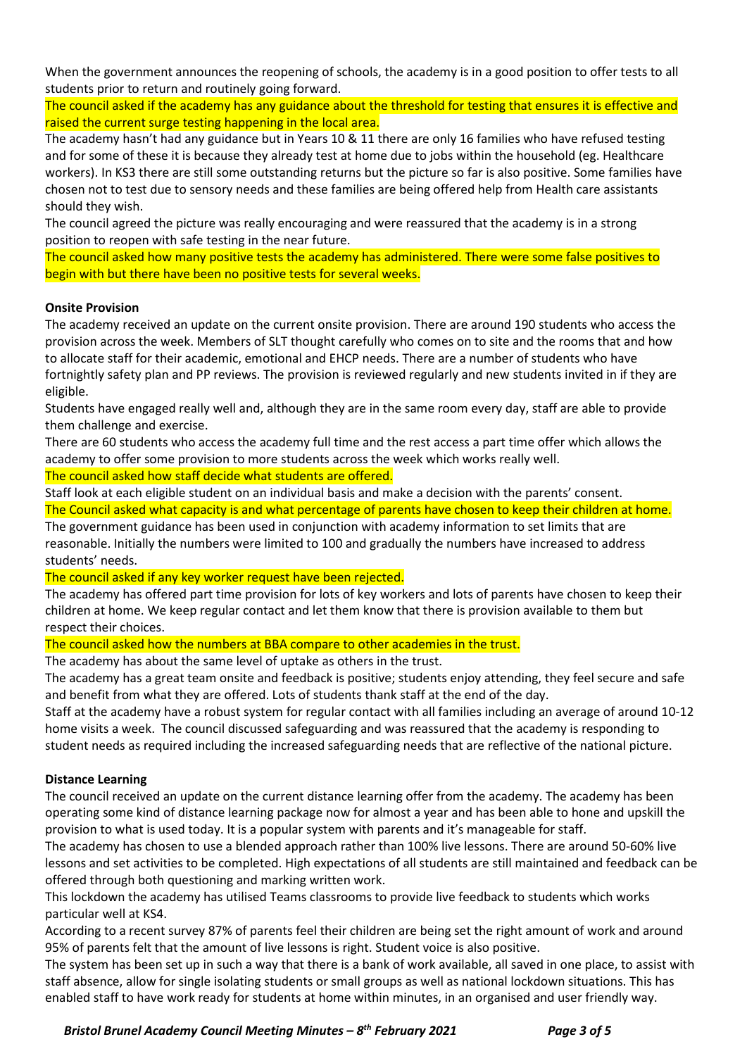When the government announces the reopening of schools, the academy is in a good position to offer tests to all students prior to return and routinely going forward.

The council asked if the academy has any guidance about the threshold for testing that ensures it is effective and raised the current surge testing happening in the local area.

The academy hasn't had any guidance but in Years 10 & 11 there are only 16 families who have refused testing and for some of these it is because they already test at home due to jobs within the household (eg. Healthcare workers). In KS3 there are still some outstanding returns but the picture so far is also positive. Some families have chosen not to test due to sensory needs and these families are being offered help from Health care assistants should they wish.

The council agreed the picture was really encouraging and were reassured that the academy is in a strong position to reopen with safe testing in the near future.

The council asked how many positive tests the academy has administered. There were some false positives to begin with but there have been no positive tests for several weeks.

**Onsite Provision**

The academy received an update on the current onsite provision. There are around 190 students who access the provision across the week. Members of SLT thought carefully who comes on to site and the rooms that and how to allocate staff for their academic, emotional and EHCP needs. There are a number of students who have fortnightly safety plan and PP reviews. The provision is reviewed regularly and new students invited in if they are eligible.

Students have engaged really well and, although they are in the same room every day, staff are able to provide them challenge and exercise.

There are 60 students who access the academy full time and the rest access a part time offer which allows the academy to offer some provision to more students across the week which works really well.

The council asked how staff decide what students are offered.

Staff look at each eligible student on an individual basis and make a decision with the parents' consent.

The Council asked what capacity is and what percentage of parents have chosen to keep their children at home.

The government guidance has been used in conjunction with academy information to set limits that are reasonable. Initially the numbers were limited to 100 and gradually the numbers have increased to address students' needs.

The council asked if any key worker request have been rejected.

The academy has offered part time provision for lots of key workers and lots of parents have chosen to keep their children at home. We keep regular contact and let them know that there is provision available to them but respect their choices.

The council asked how the numbers at BBA compare to other academies in the trust.

The academy has about the same level of uptake as others in the trust.

The academy has a great team onsite and feedback is positive; students enjoy attending, they feel secure and safe and benefit from what they are offered. Lots of students thank staff at the end of the day.

Staff at the academy have a robust system for regular contact with all families including an average of around 10-12 home visits a week. The council discussed safeguarding and was reassured that the academy is responding to student needs as required including the increased safeguarding needs that are reflective of the national picture.

**Distance Learning**

The council received an update on the current distance learning offer from the academy. The academy has been operating some kind of distance learning package now for almost a year and has been able to hone and upskill the provision to what is used today. It is a popular system with parents and it's manageable for staff.

The academy has chosen to use a blended approach rather than 100% live lessons. There are around 50-60% live lessons and set activities to be completed. High expectations of all students are still maintained and feedback can be offered through both questioning and marking written work.

This lockdown the academy has utilised Teams classrooms to provide live feedback to students which works particular well at KS4.

According to a recent survey 87% of parents feel their children are being set the right amount of work and around 95% of parents felt that the amount of live lessons is right. Student voice is also positive.

The system has been set up in such a way that there is a bank of work available, all saved in one place, to assist with staff absence, allow for single isolating students or small groups as well as national lockdown situations. This has enabled staff to have work ready for students at home within minutes, in an organised and user friendly way.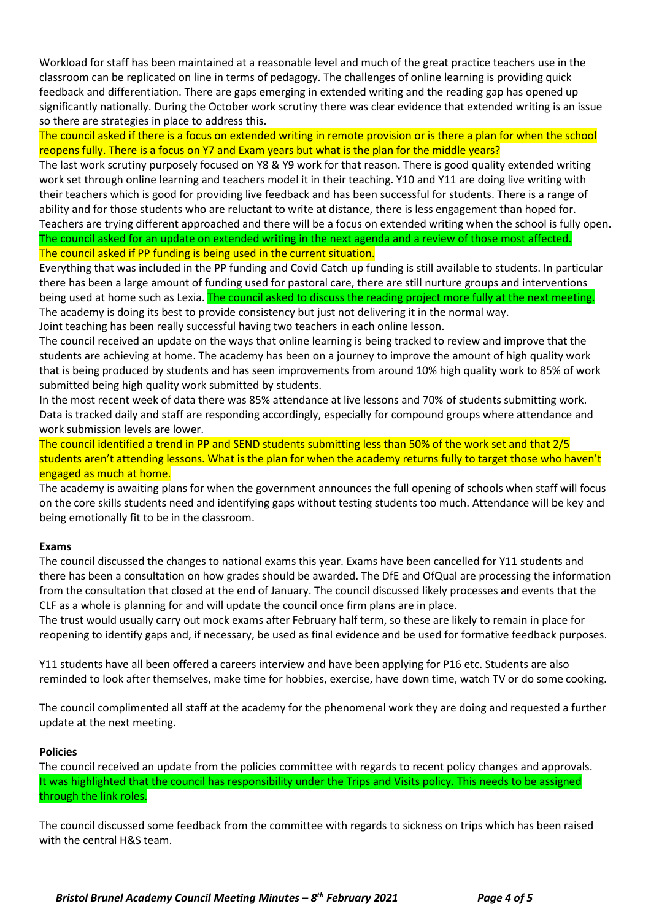Workload for staff has been maintained at a reasonable level and much of the great practice teachers use in the classroom can be replicated on line in terms of pedagogy. The challenges of online learning is providing quick feedback and differentiation. There are gaps emerging in extended writing and the reading gap has opened up significantly nationally. During the October work scrutiny there was clear evidence that extended writing is an issue so there are strategies in place to address this.

The council asked if there is a focus on extended writing in remote provision or is there a plan for when the school reopens fully. There is a focus on Y7 and Exam years but what is the plan for the middle years?

The last work scrutiny purposely focused on Y8 & Y9 work for that reason. There is good quality extended writing work set through online learning and teachers model it in their teaching. Y10 and Y11 are doing live writing with their teachers which is good for providing live feedback and has been successful for students. There is a range of ability and for those students who are reluctant to write at distance, there is less engagement than hoped for. Teachers are trying different approached and there will be a focus on extended writing when the school is fully open.

The council asked for an update on extended writing in the next agenda and a review of those most affected.

The council asked if PP funding is being used in the current situation.

Everything that was included in the PP funding and Covid Catch up funding is still available to students. In particular there has been a large amount of funding used for pastoral care, there are still nurture groups and interventions being used at home such as Lexia. The council asked to discuss the reading project more fully at the next meeting. The academy is doing its best to provide consistency but just not delivering it in the normal way.

Joint teaching has been really successful having two teachers in each online lesson.

The council received an update on the ways that online learning is being tracked to review and improve that the students are achieving at home. The academy has been on a journey to improve the amount of high quality work that is being produced by students and has seen improvements from around 10% high quality work to 85% of work submitted being high quality work submitted by students.

In the most recent week of data there was 85% attendance at live lessons and 70% of students submitting work. Data is tracked daily and staff are responding accordingly, especially for compound groups where attendance and work submission levels are lower.

The council identified a trend in PP and SEND students submitting less than 50% of the work set and that 2/5 students aren't attending lessons. What is the plan for when the academy returns fully to target those who haven't engaged as much at home.

The academy is awaiting plans for when the government announces the full opening of schools when staff will focus on the core skills students need and identifying gaps without testing students too much. Attendance will be key and being emotionally fit to be in the classroom.

**Exams**

The council discussed the changes to national exams this year. Exams have been cancelled for Y11 students and there has been a consultation on how grades should be awarded. The DfE and OfQual are processing the information from the consultation that closed at the end of January. The council discussed likely processes and events that the CLF as a whole is planning for and will update the council once firm plans are in place.

The trust would usually carry out mock exams after February half term, so these are likely to remain in place for reopening to identify gaps and, if necessary, be used as final evidence and be used for formative feedback purposes.

Y11 students have all been offered a careers interview and have been applying for P16 etc. Students are also reminded to look after themselves, make time for hobbies, exercise, have down time, watch TV or do some cooking.

The council complimented all staff at the academy for the phenomenal work they are doing and requested a further update at the next meeting.

**Policies**

The council received an update from the policies committee with regards to recent policy changes and approvals. It was highlighted that the council has responsibility under the Trips and Visits policy. This needs to be assigned through the link roles.

The council discussed some feedback from the committee with regards to sickness on trips which has been raised with the central H&S team.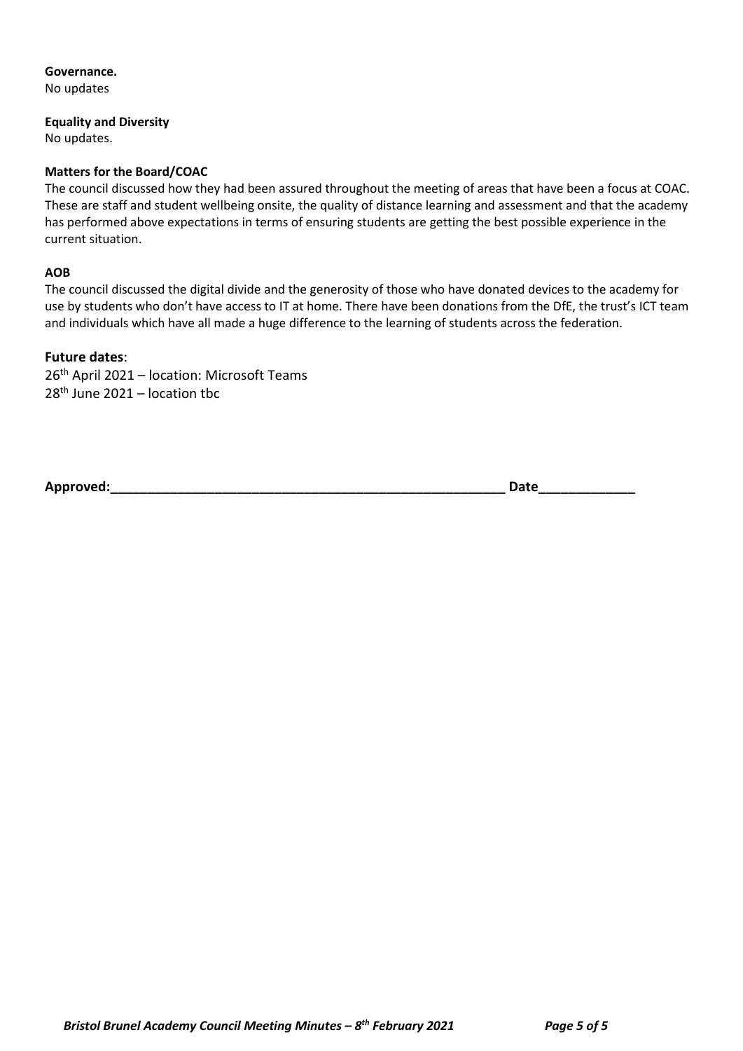**Governance.**
No updates

**Equality and Diversity**
No updates.

**Matters for the Board/COAC**
The council discussed how they had been assured throughout the meeting of areas that have been a focus at COAC. These are staff and student wellbeing onsite, the quality of distance learning and assessment and that the academy has performed above expectations in terms of ensuring students are getting the best possible experience in the current situation.

**AOB**
The council discussed the digital divide and the generosity of those who have donated devices to the academy for use by students who don't have access to IT at home. There have been donations from the DfE, the trust's ICT team and individuals which have all made a huge difference to the learning of students across the federation.

**Future dates**:
26th April 2021 – location: Microsoft Teams
28th June 2021 – location tbc

**Approved:_______________________________________________________ Date_____________**